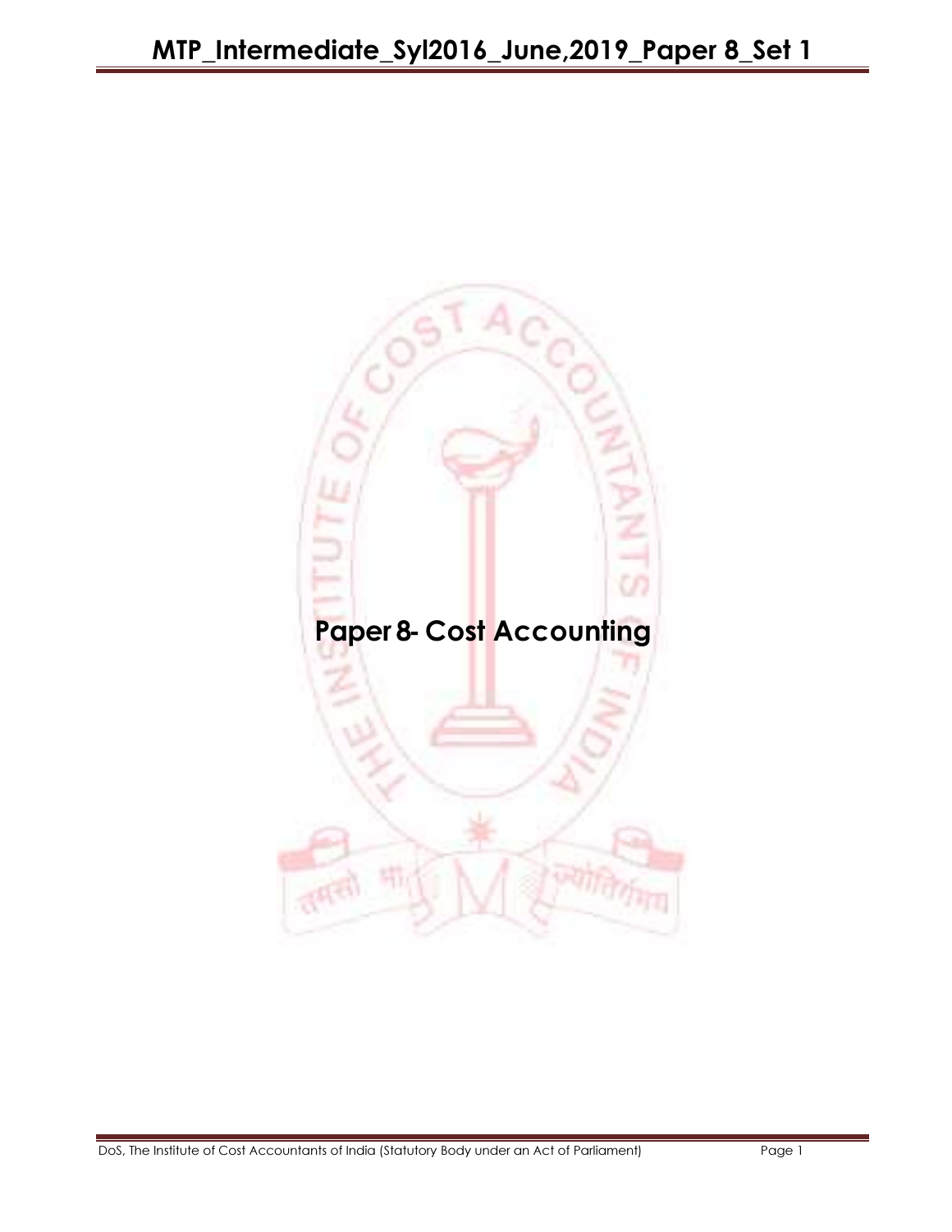# Paper 8- Cost Accounting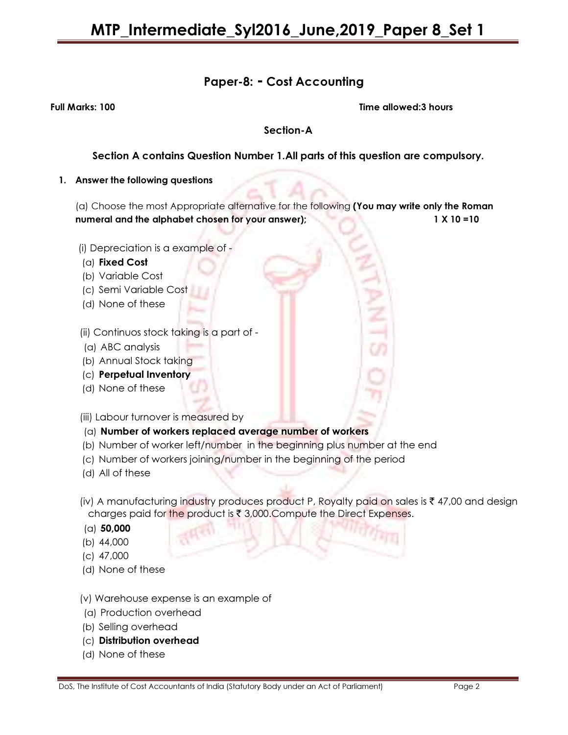## Paper-8: - Cost Accounting

**Full Marks: 100** **Time allowed:3 hours**

### Section-A

**Section A contains Question Number 1.All parts of this question are compulsory.**

1. **Answer the following questions**

(a) Choose the most Appropriate alternative for the following **(You may write only the Roman numeral and the alphabet chosen for your answer);** **1 X 10 =10**

(i) Depreciation is a example of -
(a) **Fixed Cost**
(b) Variable Cost
(c) Semi Variable Cost
(d) None of these

(ii) Continuos stock taking is a part of -
(a) ABC analysis
(b) Annual Stock taking
(c) **Perpetual Inventory**
(d) None of these

(iii) Labour turnover is measured by
(a) **Number of workers replaced average number of workers**
(b) Number of worker left/number in the beginning plus number at the end
(c) Number of workers joining/number in the beginning of the period
(d) All of these

(iv) A manufacturing industry produces product P, Royalty paid on sales is ₹ 47,00 and design charges paid for the product is ₹ 3,000.Compute the Direct Expenses.
(a) **50,000**
(b) 44,000
(c) 47,000
(d) None of these

(v) Warehouse expense is an example of
(a) Production overhead
(b) Selling overhead
(c) **Distribution overhead**
(d) None of these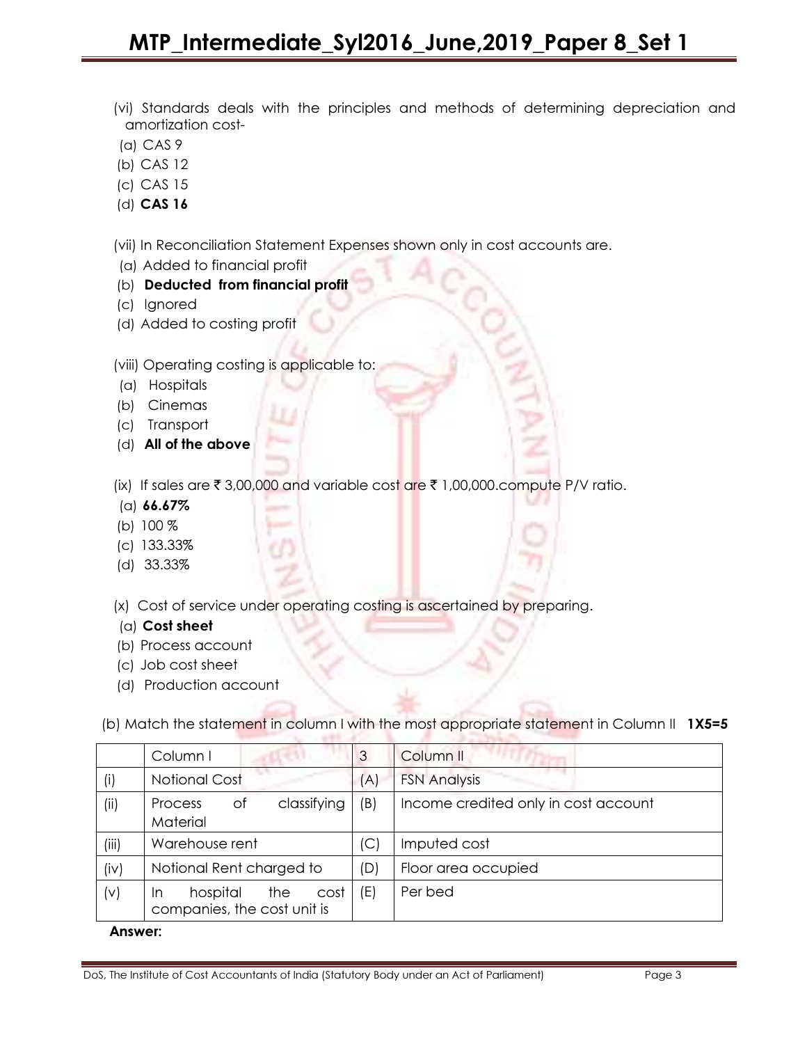(vi) Standards deals with the principles and methods of determining depreciation and amortization cost-

(a) CAS 9

(b) CAS 12

(c) CAS 15

(d) **CAS 16**

(vii) In Reconciliation Statement Expenses shown only in cost accounts are.

(a) Added to financial profit

(b) **Deducted from financial profit**

(c) Ignored

(d) Added to costing profit

(viii) Operating costing is applicable to:

(a) Hospitals

(b) Cinemas

(c) Transport

(d) **All of the above**

(ix) If sales are ₹ 3,00,000 and variable cost are ₹ 1,00,000.compute P/V ratio.

(a) **66.67%**

(b) 100 %

(c) 133.33%

(d) 33.33%

(x) Cost of service under operating costing is ascertained by preparing.

(a) **Cost sheet**

(b) Process account

(c) Job cost sheet

(d) Production account

(b) Match the statement in column I with the most appropriate statement in Column II **1X5=5**

| | Column I | 3 | Column II |
|---|---|---|---|
| (i) | Notional Cost | (A) | FSN Analysis |
| (ii) | Process of classifying Material | (B) | Income credited only in cost account |
| (iii) | Warehouse rent | (C) | Imputed cost |
| (iv) | Notional Rent charged to | (D) | Floor area occupied |
| (v) | In hospital the cost companies, the cost unit is | (E) | Per bed |

**Answer:**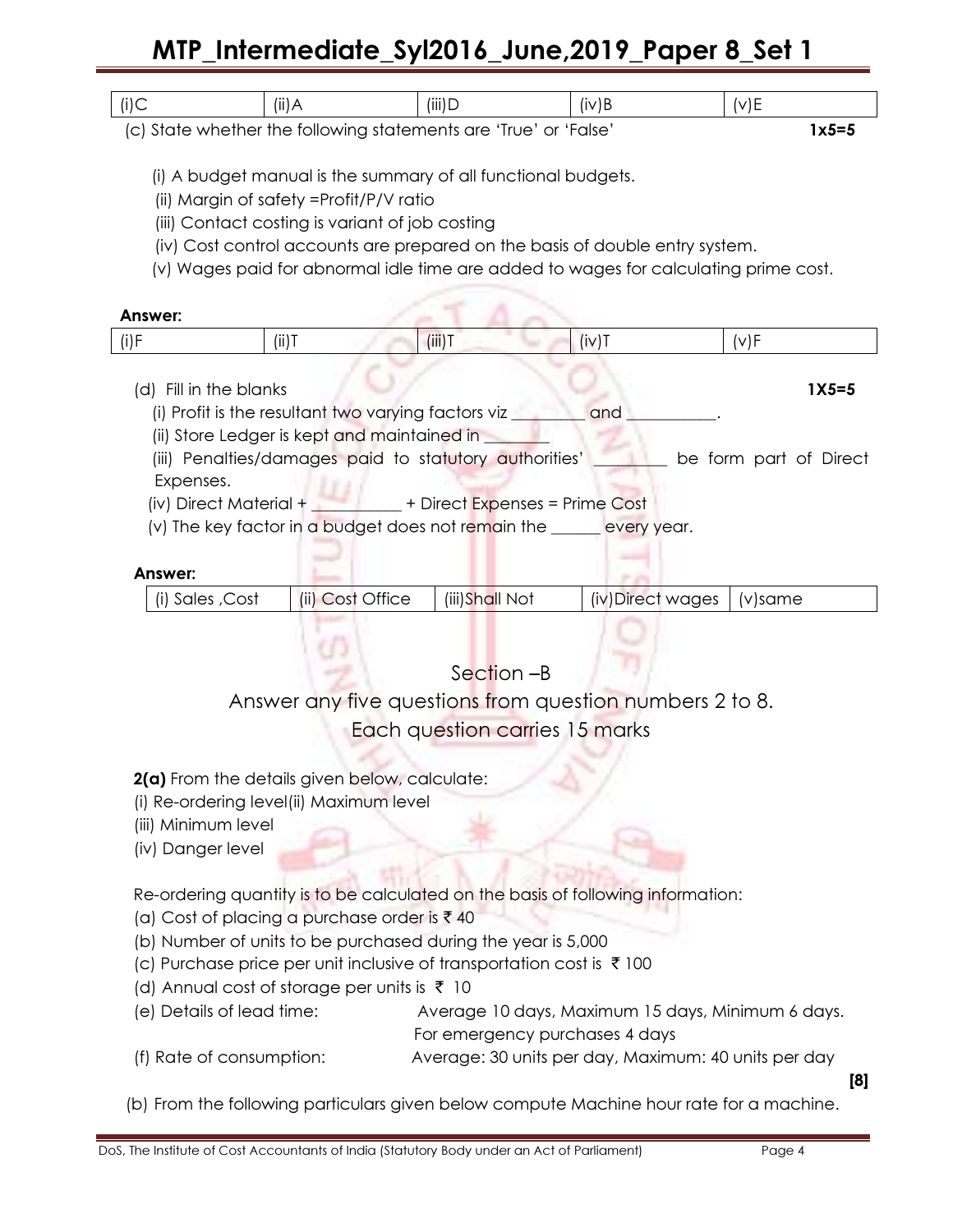| (i)C | (ii)A | (iii)D | (iv)B | (v)E |
|---|---|---|---|---|

(c) State whether the following statements are 'True' or 'False' **1x5=5**

(i) A budget manual is the summary of all functional budgets.

(ii) Margin of safety =Profit/P/V ratio

(iii) Contact costing is variant of job costing

(iv) Cost control accounts are prepared on the basis of double entry system.

(v) Wages paid for abnormal idle time are added to wages for calculating prime cost.

**Answer:**

| (i)F | (ii)T | (iii)T | (iv)T | (v)F |
|---|---|---|---|---|

(d) Fill in the blanks **1X5=5**

(i) Profit is the resultant two varying factors viz ________ and __________.

(ii) Store Ledger is kept and maintained in _______

(iii) Penalties/damages paid to statutory authorities' ________ be form part of Direct Expenses.

(iv) Direct Material + __________ + Direct Expenses = Prime Cost

(v) The key factor in a budget does not remain the ______ every year.

**Answer:**

| (i) Sales ,Cost | (ii) Cost Office | (iii)Shall Not | (iv)Direct wages | (v)same |
|---|---|---|---|---|

## Section –B

Answer any five questions from question numbers 2 to 8.

Each question carries 15 marks

**2(a)** From the details given below, calculate:

(i) Re-ordering level(ii) Maximum level

(iii) Minimum level

(iv) Danger level

Re-ordering quantity is to be calculated on the basis of following information:

(a) Cost of placing a purchase order is ₹ 40

(b) Number of units to be purchased during the year is 5,000

(c) Purchase price per unit inclusive of transportation cost is ₹ 100

(d) Annual cost of storage per units is ₹ 10

(e) Details of lead time: Average 10 days, Maximum 15 days, Minimum 6 days. For emergency purchases 4 days

(f) Rate of consumption: Average: 30 units per day, Maximum: 40 units per day

**[8]**

(b) From the following particulars given below compute Machine hour rate for a machine.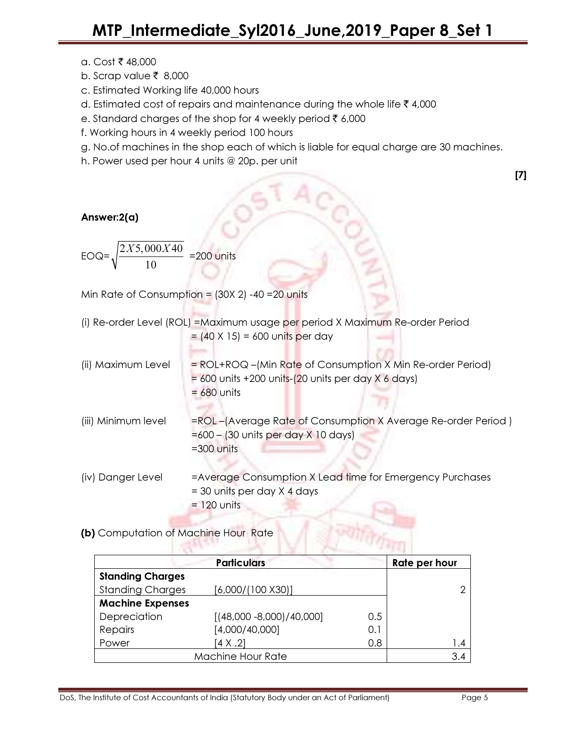a. Cost ₹ 48,000

b. Scrap value ₹ 8,000

c. Estimated Working life 40,000 hours

d. Estimated cost of repairs and maintenance during the whole life ₹ 4,000

e. Standard charges of the shop for 4 weekly period ₹ 6,000

f. Working hours in 4 weekly period 100 hours

g. No.of machines in the shop each of which is liable for equal charge are 30 machines.

h. Power used per hour 4 units @ 20p. per unit

**[7]**

**Answer:2(a)**

EOQ= $\sqrt{\frac{2X5,000X40}{10}}$ =200 units

Min Rate of Consumption = (30X 2) -40 =20 units

(i) Re-order Level (ROL) =Maximum usage per period X Maximum Re-order Period
= (40 X 15) = 600 units per day

(ii) Maximum Level = ROL+ROQ –(Min Rate of Consumption X Min Re-order Period)
= 600 units +200 units-(20 units per day X 6 days)
= 680 units

(iii) Minimum level =ROL –(Average Rate of Consumption X Average Re-order Period )
=600 – (30 units per day X 10 days)
=300 units

(iv) Danger Level =Average Consumption X Lead time for Emergency Purchases
= 30 units per day X 4 days
= 120 units

**(b)** Computation of Machine Hour Rate

| Particulars | | | Rate per hour |
|---|---|---|---|
| **Standing Charges** | | | |
| Standing Charges | [6,000/(100 X30)] | | 2 |
| **Machine Expenses** | | | |
| Depreciation | [(48,000 -8,000)/40,000] | 0.5 | |
| Repairs | [4,000/40,000] | 0.1 | |
| Power | [4 X .2] | 0.8 | 1.4 |
| Machine Hour Rate | | | 3.4 |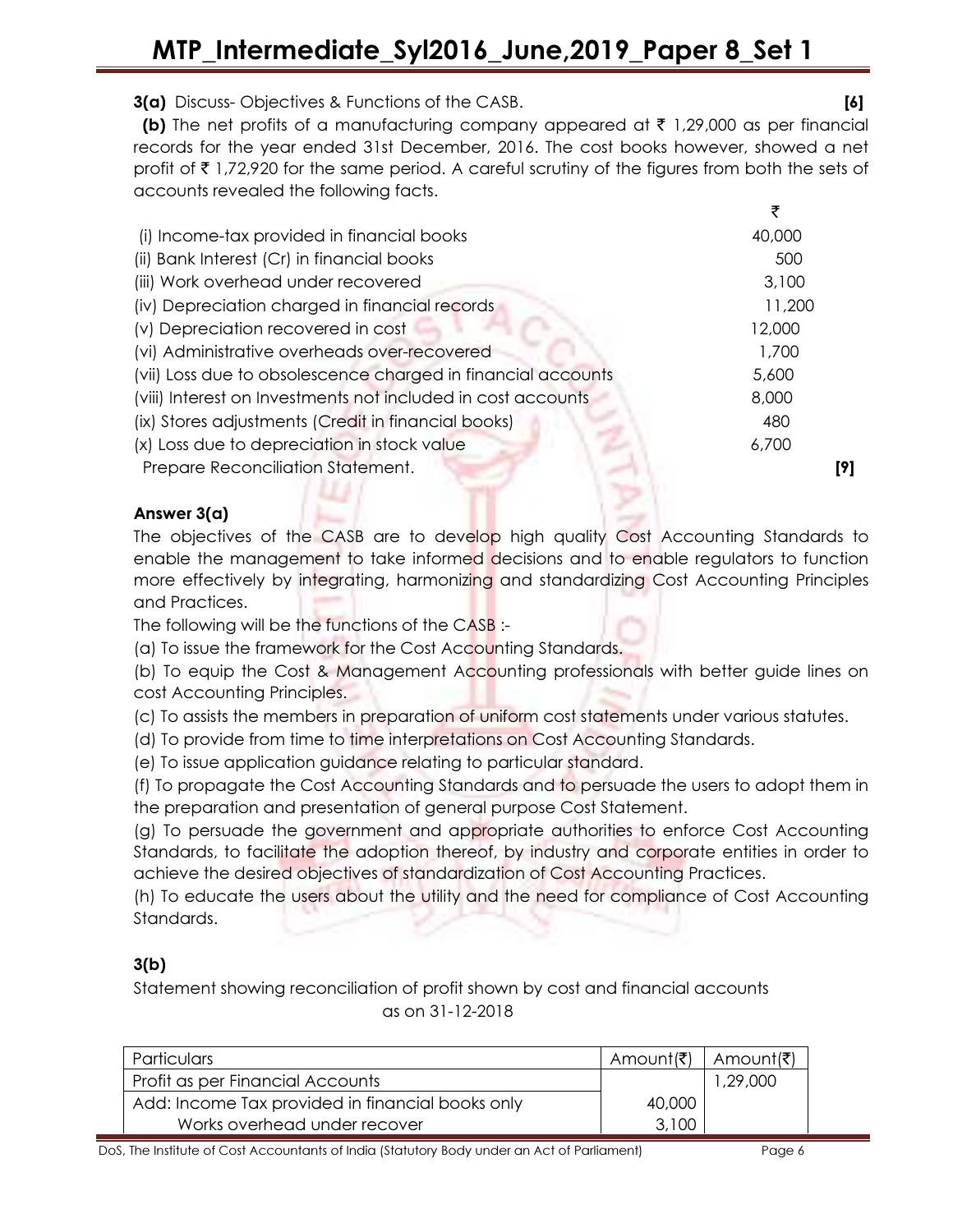**3(a)** Discuss- Objectives & Functions of the CASB. **[6]**

**(b)** The net profits of a manufacturing company appeared at ₹ 1,29,000 as per financial records for the year ended 31st December, 2016. The cost books however, showed a net profit of ₹ 1,72,920 for the same period. A careful scrutiny of the figures from both the sets of accounts revealed the following facts.

| | ₹ |
|---|---|
| (i) Income-tax provided in financial books | 40,000 |
| (ii) Bank Interest (Cr) in financial books | 500 |
| (iii) Work overhead under recovered | 3,100 |
| (iv) Depreciation charged in financial records | 11,200 |
| (v) Depreciation recovered in cost | 12,000 |
| (vi) Administrative overheads over-recovered | 1,700 |
| (vii) Loss due to obsolescence charged in financial accounts | 5,600 |
| (viii) Interest on Investments not included in cost accounts | 8,000 |
| (ix) Stores adjustments (Credit in financial books) | 480 |
| (x) Loss due to depreciation in stock value | 6,700 |

Prepare Reconciliation Statement. **[9]**

**Answer 3(a)**

The objectives of the CASB are to develop high quality Cost Accounting Standards to enable the management to take informed decisions and to enable regulators to function more effectively by integrating, harmonizing and standardizing Cost Accounting Principles and Practices.

The following will be the functions of the CASB :-

(a) To issue the framework for the Cost Accounting Standards.

(b) To equip the Cost & Management Accounting professionals with better guide lines on cost Accounting Principles.

(c) To assists the members in preparation of uniform cost statements under various statutes.

(d) To provide from time to time interpretations on Cost Accounting Standards.

(e) To issue application guidance relating to particular standard.

(f) To propagate the Cost Accounting Standards and to persuade the users to adopt them in the preparation and presentation of general purpose Cost Statement.

(g) To persuade the government and appropriate authorities to enforce Cost Accounting Standards, to facilitate the adoption thereof, by industry and corporate entities in order to achieve the desired objectives of standardization of Cost Accounting Practices.

(h) To educate the users about the utility and the need for compliance of Cost Accounting Standards.

**3(b)**

Statement showing reconciliation of profit shown by cost and financial accounts as on 31-12-2018

| Particulars | Amount(₹) | Amount(₹) |
|---|---|---|
| Profit as per Financial Accounts | | 1,29,000 |
| Add: Income Tax provided in financial books only | 40,000 | |
| Works overhead under recover | 3,100 | |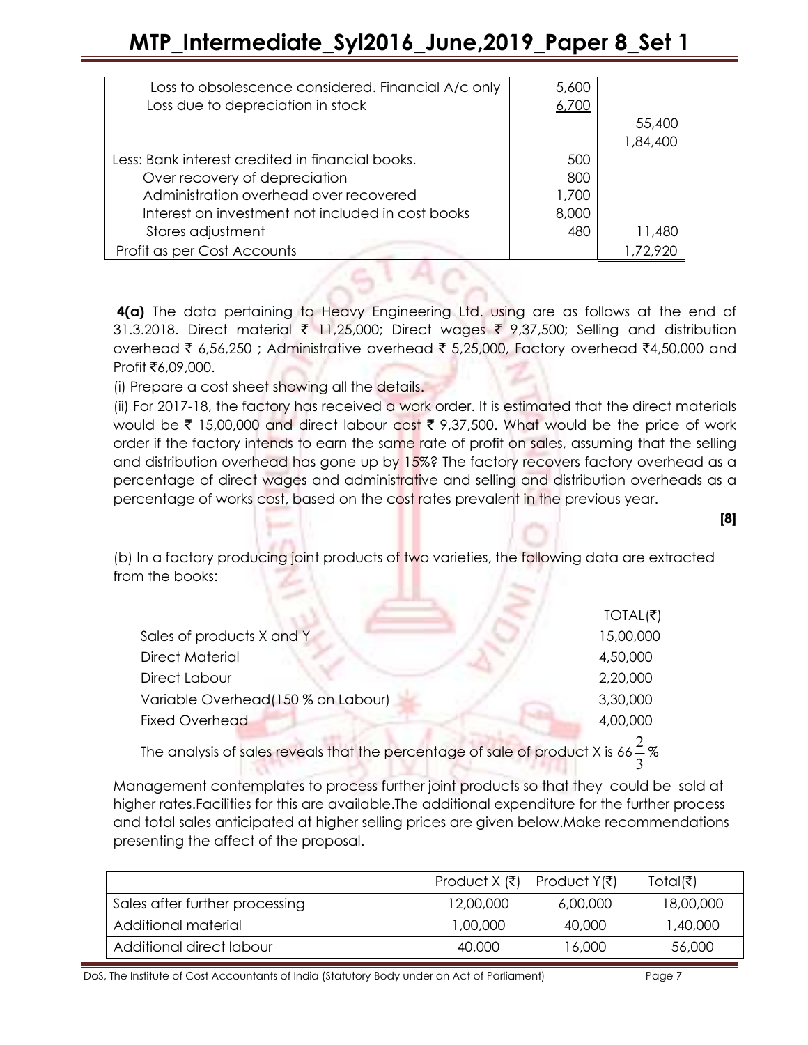| | | |
|---|---|---|
| Loss to obsolescence considered. Financial A/c only | 5,600 | |
| Loss due to depreciation in stock | 6,700 | |
| | | 55,400 |
| | | 1,84,400 |
| Less: Bank interest credited in financial books. | 500 | |
| Over recovery of depreciation | 800 | |
| Administration overhead over recovered | 1,700 | |
| Interest on investment not included in cost books | 8,000 | |
| Stores adjustment | 480 | 11,480 |
| Profit as per Cost Accounts | | 1,72,920 |

**4(a)** The data pertaining to Heavy Engineering Ltd. using are as follows at the end of 31.3.2018. Direct material ₹ 11,25,000; Direct wages ₹ 9,37,500; Selling and distribution overhead ₹ 6,56,250 ; Administrative overhead ₹ 5,25,000, Factory overhead ₹4,50,000 and Profit ₹6,09,000.

(i) Prepare a cost sheet showing all the details.

(ii) For 2017-18, the factory has received a work order. It is estimated that the direct materials would be ₹ 15,00,000 and direct labour cost ₹ 9,37,500. What would be the price of work order if the factory intends to earn the same rate of profit on sales, assuming that the selling and distribution overhead has gone up by 15%? The factory recovers factory overhead as a percentage of direct wages and administrative and selling and distribution overheads as a percentage of works cost, based on the cost rates prevalent in the previous year.

**[8]**

(b) In a factory producing joint products of two varieties, the following data are extracted from the books:

| | TOTAL(₹) |
|---|---|
| Sales of products X and Y | 15,00,000 |
| Direct Material | 4,50,000 |
| Direct Labour | 2,20,000 |
| Variable Overhead(150 % on Labour) | 3,30,000 |
| Fixed Overhead | 4,00,000 |

The analysis of sales reveals that the percentage of sale of product X is $66\frac{2}{3}$%

Management contemplates to process further joint products so that they could be sold at higher rates.Facilities for this are available.The additional expenditure for the further process and total sales anticipated at higher selling prices are given below.Make recommendations presenting the affect of the proposal.

| | Product X (₹) | Product Y(₹) | Total(₹) |
|---|---|---|---|
| Sales after further processing | 12,00,000 | 6,00,000 | 18,00,000 |
| Additional material | 1,00,000 | 40,000 | 1,40,000 |
| Additional direct labour | 40,000 | 16,000 | 56,000 |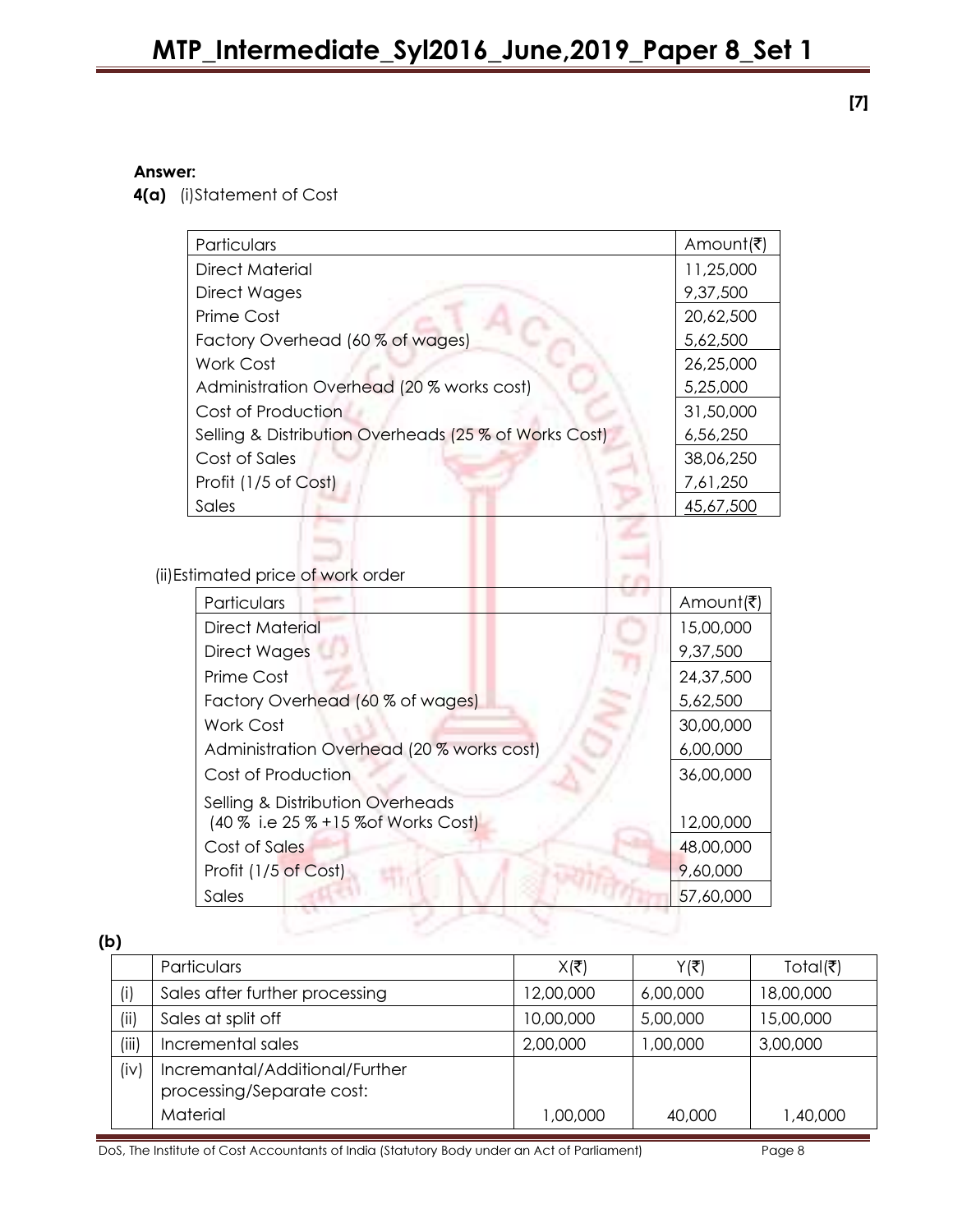[7]

**Answer:**

**4(a)** (i)Statement of Cost

| Particulars | Amount(₹) |
|---|---|
| Direct Material | 11,25,000 |
| Direct Wages | 9,37,500 |
| Prime Cost | 20,62,500 |
| Factory Overhead (60 % of wages) | 5,62,500 |
| Work Cost | 26,25,000 |
| Administration Overhead (20 % works cost) | 5,25,000 |
| Cost of Production | 31,50,000 |
| Selling & Distribution Overheads (25 % of Works Cost) | 6,56,250 |
| Cost of Sales | 38,06,250 |
| Profit (1/5 of Cost) | 7,61,250 |
| Sales | 45,67,500 |

(ii)Estimated price of work order

| Particulars | Amount(₹) |
|---|---|
| Direct Material | 15,00,000 |
| Direct Wages | 9,37,500 |
| Prime Cost | 24,37,500 |
| Factory Overhead (60 % of wages) | 5,62,500 |
| Work Cost | 30,00,000 |
| Administration Overhead (20 % works cost) | 6,00,000 |
| Cost of Production | 36,00,000 |
| Selling & Distribution Overheads (40 % i.e 25 % +15 %of Works Cost) | 12,00,000 |
| Cost of Sales | 48,00,000 |
| Profit (1/5 of Cost) | 9,60,000 |
| Sales | 57,60,000 |

**(b)**

| | Particulars | X(₹) | Y(₹) | Total(₹) |
|---|---|---|---|---|
| (i) | Sales after further processing | 12,00,000 | 6,00,000 | 18,00,000 |
| (ii) | Sales at split off | 10,00,000 | 5,00,000 | 15,00,000 |
| (iii) | Incremental sales | 2,00,000 | 1,00,000 | 3,00,000 |
| (iv) | Incremantal/Additional/Further processing/Separate cost: | | | |
| | Material | 1,00,000 | 40,000 | 1,40,000 |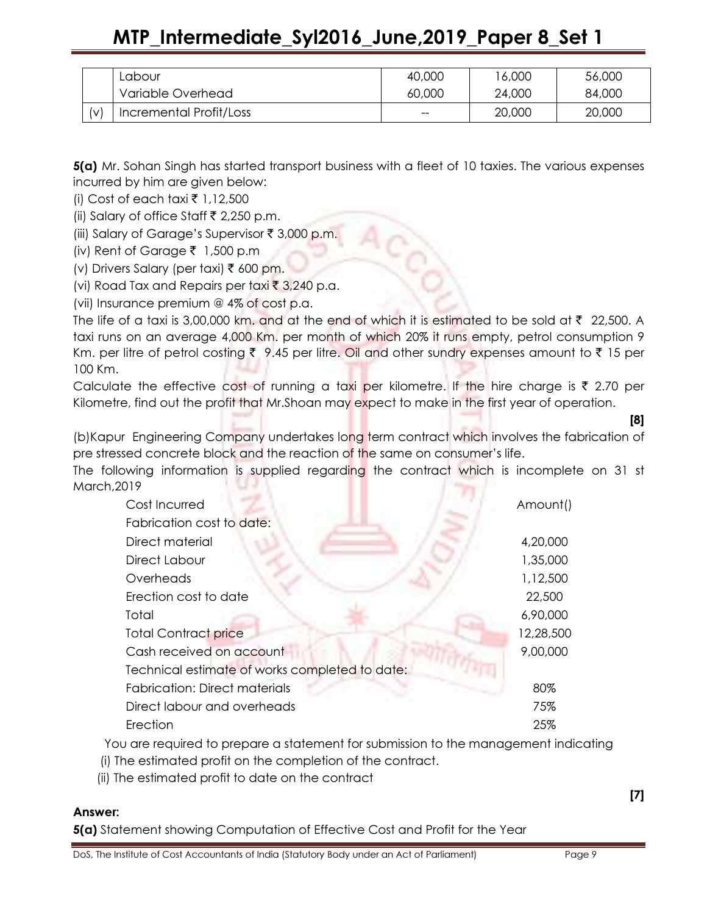| | Labour | 40,000 | 16,000 | 56,000 |
|---|---|---|---|---|
| | Variable Overhead | 60,000 | 24,000 | 84,000 |
| (v) | Incremental Profit/Loss | -- | 20,000 | 20,000 |

**5(a)** Mr. Sohan Singh has started transport business with a fleet of 10 taxies. The various expenses incurred by him are given below:

(i) Cost of each taxi ₹ 1,12,500

(ii) Salary of office Staff ₹ 2,250 p.m.

(iii) Salary of Garage's Supervisor ₹ 3,000 p.m.

(iv) Rent of Garage ₹ 1,500 p.m

(v) Drivers Salary (per taxi) ₹ 600 pm.

(vi) Road Tax and Repairs per taxi ₹ 3,240 p.a.

(vii) Insurance premium @ 4% of cost p.a.

The life of a taxi is 3,00,000 km. and at the end of which it is estimated to be sold at ₹ 22,500. A taxi runs on an average 4,000 Km. per month of which 20% it runs empty, petrol consumption 9 Km. per litre of petrol costing ₹ 9.45 per litre. Oil and other sundry expenses amount to ₹ 15 per 100 Km.

Calculate the effective cost of running a taxi per kilometre. If the hire charge is ₹ 2.70 per Kilometre, find out the profit that Mr.Shoan may expect to make in the first year of operation.

**[8]**

(b)Kapur Engineering Company undertakes long term contract which involves the fabrication of pre stressed concrete block and the reaction of the same on consumer's life.

The following information is supplied regarding the contract which is incomplete on 31 st March,2019

| Cost Incurred | Amount() |
|---|---|
| Fabrication cost to date: | |
| Direct material | 4,20,000 |
| Direct Labour | 1,35,000 |
| Overheads | 1,12,500 |
| Erection cost to date | 22,500 |
| Total | 6,90,000 |
| Total Contract price | 12,28,500 |
| Cash received on account | 9,00,000 |
| Technical estimate of works completed to date: | |
| Fabrication: Direct materials | 80% |
| Direct labour and overheads | 75% |
| Erection | 25% |

You are required to prepare a statement for submission to the management indicating

(i) The estimated profit on the completion of the contract.

(ii) The estimated profit to date on the contract

**[7]**

**Answer:**

**5(a)** Statement showing Computation of Effective Cost and Profit for the Year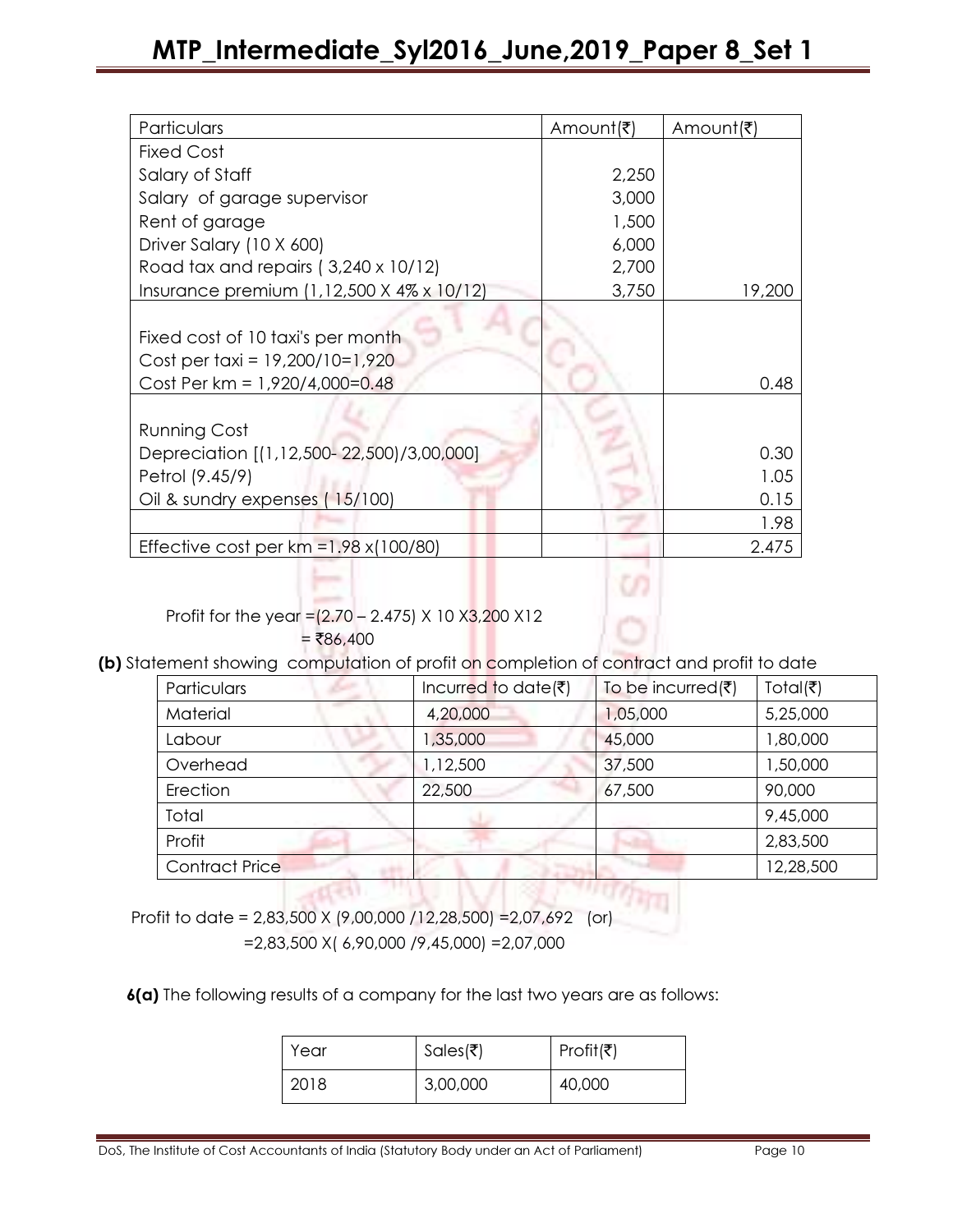| Particulars | Amount(₹) | Amount(₹) |
|---|---|---|
| Fixed Cost | | |
| Salary of Staff | 2,250 | |
| Salary of garage supervisor | 3,000 | |
| Rent of garage | 1,500 | |
| Driver Salary (10 X 600) | 6,000 | |
| Road tax and repairs ( 3,240 x 10/12) | 2,700 | |
| Insurance premium (1,12,500 X 4% x 10/12) | 3,750 | 19,200 |
| Fixed cost of 10 taxi's per month<br>Cost per taxi = 19,200/10=1,920<br>Cost Per km = 1,920/4,000=0.48 | | 0.48 |
| Running Cost<br>Depreciation [(1,12,500- 22,500)/3,00,000]<br>Petrol (9.45/9)<br>Oil & sundry expenses ( 15/100) | | <br>0.30<br>1.05<br>0.15 |
| | | 1.98 |
| Effective cost per km =1.98 x(100/80) | | 2.475 |

Profit for the year =(2.70 – 2.475) X 10 X3,200 X12
= ₹86,400

**(b)** Statement showing computation of profit on completion of contract and profit to date

| Particulars | Incurred to date(₹) | To be incurred(₹) | Total(₹) |
|---|---|---|---|
| Material | 4,20,000 | 1,05,000 | 5,25,000 |
| Labour | 1,35,000 | 45,000 | 1,80,000 |
| Overhead | 1,12,500 | 37,500 | 1,50,000 |
| Erection | 22,500 | 67,500 | 90,000 |
| Total | | | 9,45,000 |
| Profit | | | 2,83,500 |
| Contract Price | | | 12,28,500 |

Profit to date = 2,83,500 X (9,00,000 /12,28,500) =2,07,692 (or)
=2,83,500 X( 6,90,000 /9,45,000) =2,07,000

**6(a)** The following results of a company for the last two years are as follows:

| Year | Sales(₹) | Profit(₹) |
|---|---|---|
| 2018 | 3,00,000 | 40,000 |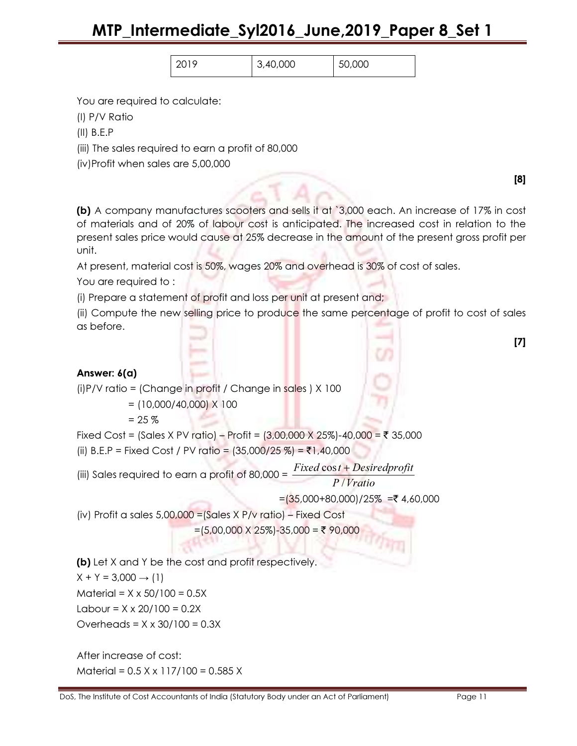| 2019 | 3,40,000 | 50,000 |
|---|---|---|

You are required to calculate:

(I) P/V Ratio

(II) B.E.P

(iii) The sales required to earn a profit of 80,000

(iv)Profit when sales are 5,00,000

**[8]**

**(b)** A company manufactures scooters and sells it at `3,000 each. An increase of 17% in cost of materials and of 20% of labour cost is anticipated. The increased cost in relation to the present sales price would cause at 25% decrease in the amount of the present gross profit per unit.

At present, material cost is 50%, wages 20% and overhead is 30% of cost of sales.

You are required to :

(i) Prepare a statement of profit and loss per unit at present and;

(ii) Compute the new selling price to produce the same percentage of profit to cost of sales as before.

**[7]**

**Answer: 6(a)**

(i)P/V ratio = (Change in profit / Change in sales ) X 100

= (10,000/40,000) X 100

= 25 %

Fixed Cost = (Sales X PV ratio) – Profit = (3,00,000 X 25%)-40,000 = ₹ 35,000

(ii) B.E.P = Fixed Cost / PV ratio = (35,000/25 %) = ₹1,40,000

(iii) Sales required to earn a profit of 80,000 = $\frac{Fixed\cos t + Desiredprofit}{P/Vratio}$

=(35,000+80,000)/25% =₹ 4,60,000

(iv) Profit a sales 5,00,000 =(Sales X P/v ratio) – Fixed Cost

=(5,00,000 X 25%)-35,000 = ₹ 90,000

**(b)** Let X and Y be the cost and profit respectively.

X + Y = 3,000 → (1)

Material = X x 50/100 = 0.5X

Labour = X x 20/100 = 0.2X

Overheads = X x 30/100 = 0.3X

After increase of cost:

Material = 0.5 X x 117/100 = 0.585 X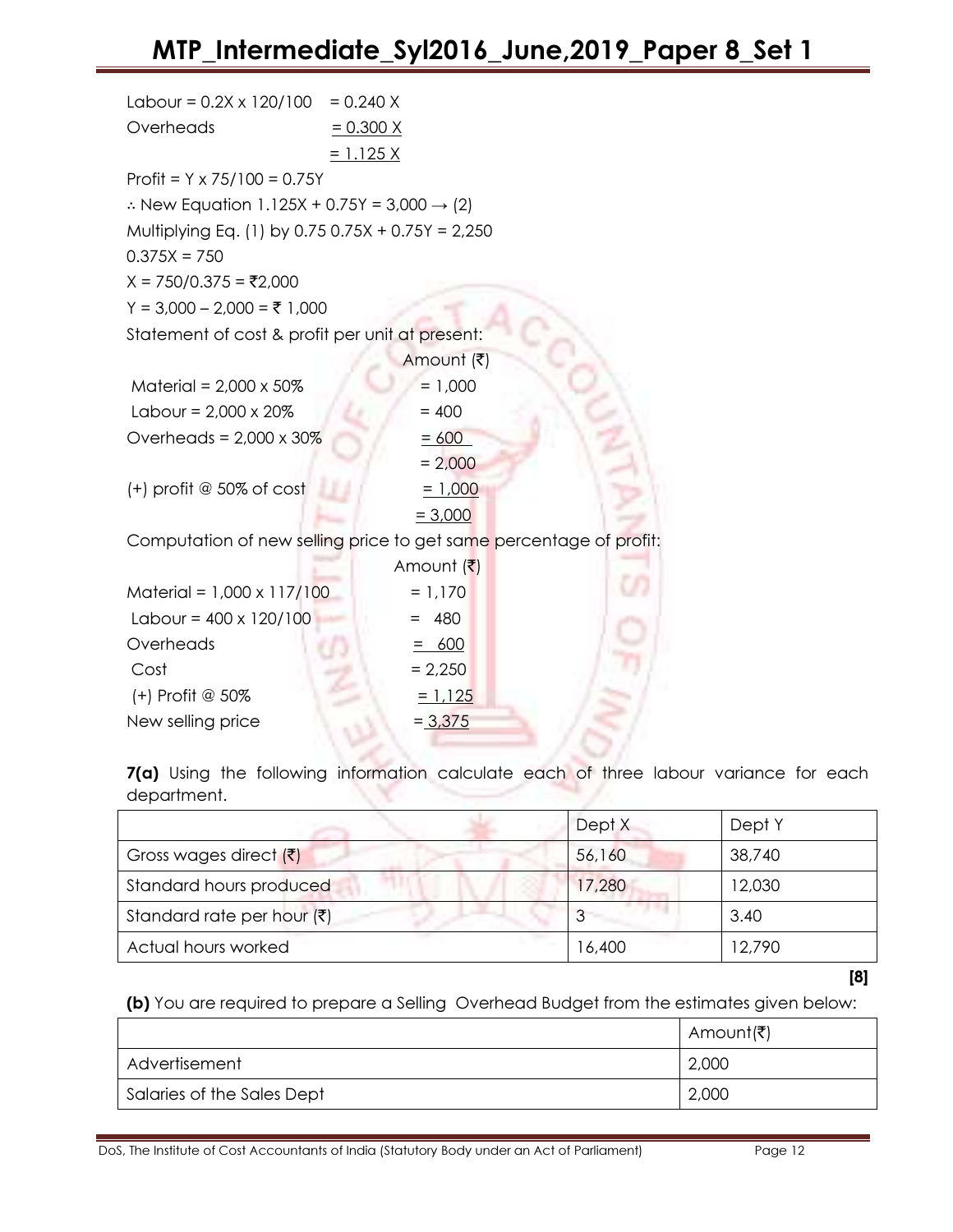Labour = 0.2X x 120/100 = 0.240 X

Overheads = 0.300 X

= 1.125 X

Profit = Y x 75/100 = 0.75Y

∴ New Equation 1.125X + 0.75Y = 3,000 → (2)

Multiplying Eq. (1) by 0.75 0.75X + 0.75Y = 2,250

0.375X = 750

X = 750/0.375 = ₹2,000

Y = 3,000 – 2,000 = ₹ 1,000

Statement of cost & profit per unit at present:

| | Amount (₹) |
|---|---|
| Material = 2,000 x 50% | = 1,000 |
| Labour = 2,000 x 20% | = 400 |
| Overheads = 2,000 x 30% | = 600 |
| | = 2,000 |
| (+) profit @ 50% of cost | = 1,000 |
| | = 3,000 |

Computation of new selling price to get same percentage of profit:

| | Amount (₹) |
|---|---|
| Material = 1,000 x 117/100 | = 1,170 |
| Labour = 400 x 120/100 | = 480 |
| Overheads | = 600 |
| Cost | = 2,250 |
| (+) Profit @ 50% | = 1,125 |
| New selling price | = 3,375 |

**7(a)** Using the following information calculate each of three labour variance for each department.

| | Dept X | Dept Y |
|---|---|---|
| Gross wages direct (₹) | 56,160 | 38,740 |
| Standard hours produced | 17,280 | 12,030 |
| Standard rate per hour (₹) | 3 | 3.40 |
| Actual hours worked | 16,400 | 12,790 |

**[8]**

**(b)** You are required to prepare a Selling Overhead Budget from the estimates given below:

| | Amount(₹) |
|---|---|
| Advertisement | 2,000 |
| Salaries of the Sales Dept | 2,000 |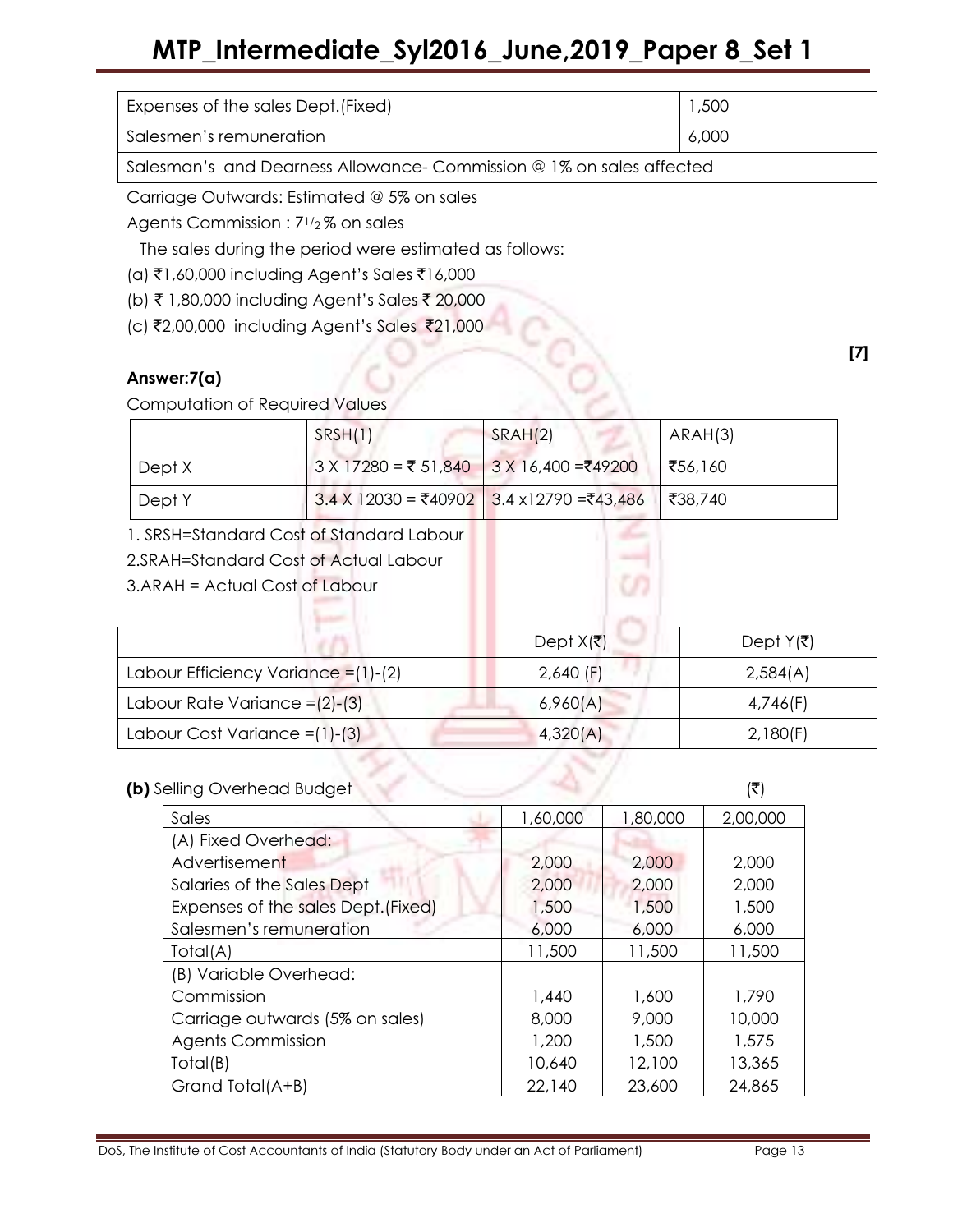| Expenses of the sales Dept.(Fixed) | 1,500 |
|---|---|
| Salesmen's remuneration | 6,000 |
| Salesman's and Dearness Allowance- Commission @ 1% on sales affected | |

Carriage Outwards: Estimated @ 5% on sales

Agents Commission : 7½ % on sales

The sales during the period were estimated as follows:

(a) ₹1,60,000 including Agent's Sales ₹16,000

(b) ₹ 1,80,000 including Agent's Sales ₹ 20,000

(c) ₹2,00,000 including Agent's Sales ₹21,000

**[7]**

**Answer:7(a)**

Computation of Required Values

| | SRSH(1) | SRAH(2) | ARAH(3) |
|---|---|---|---|
| Dept X | 3 X 17280 = ₹ 51,840 | 3 X 16,400 =₹49200 | ₹56,160 |
| Dept Y | 3.4 X 12030 = ₹40902 | 3.4 x12790 =₹43,486 | ₹38,740 |

1. SRSH=Standard Cost of Standard Labour
2. SRAH=Standard Cost of Actual Labour
3. ARAH = Actual Cost of Labour

| | Dept X(₹) | Dept Y(₹) |
|---|---|---|
| Labour Efficiency Variance =(1)-(2) | 2,640 (F) | 2,584(A) |
| Labour Rate Variance =(2)-(3) | 6,960(A) | 4,746(F) |
| Labour Cost Variance =(1)-(3) | 4,320(A) | 2,180(F) |

**(b)** Selling Overhead Budget (₹)

| Sales | 1,60,000 | 1,80,000 | 2,00,000 |
|---|---|---|---|
| (A) Fixed Overhead: | | | |
| Advertisement | 2,000 | 2,000 | 2,000 |
| Salaries of the Sales Dept | 2,000 | 2,000 | 2,000 |
| Expenses of the sales Dept.(Fixed) | 1,500 | 1,500 | 1,500 |
| Salesmen's remuneration | 6,000 | 6,000 | 6,000 |
| Total(A) | 11,500 | 11,500 | 11,500 |
| (B) Variable Overhead: | | | |
| Commission | 1,440 | 1,600 | 1,790 |
| Carriage outwards (5% on sales) | 8,000 | 9,000 | 10,000 |
| Agents Commission | 1,200 | 1,500 | 1,575 |
| Total(B) | 10,640 | 12,100 | 13,365 |
| Grand Total(A+B) | 22,140 | 23,600 | 24,865 |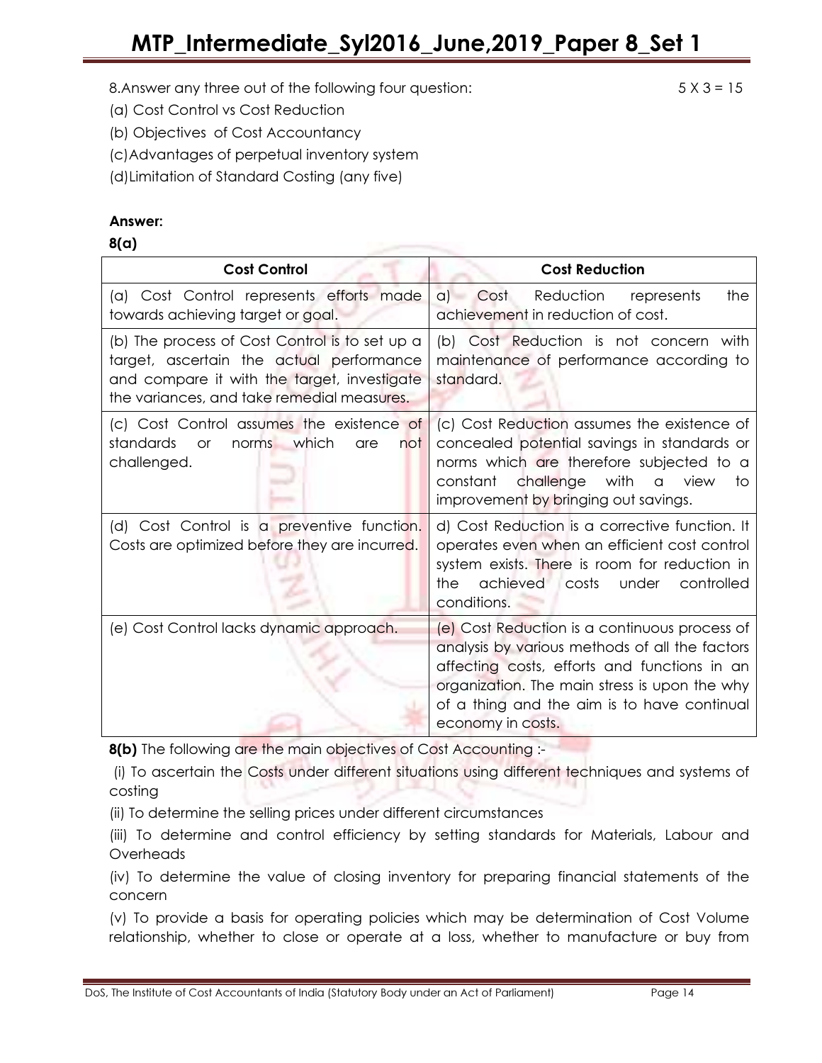8.Answer any three out of the following four question: 5 X 3 = 15

(a) Cost Control vs Cost Reduction

(b) Objectives of Cost Accountancy

(c) Advantages of perpetual inventory system

(d) Limitation of Standard Costing (any five)

**Answer:**

**8(a)**

| Cost Control | Cost Reduction |
|---|---|
| (a) Cost Control represents efforts made towards achieving target or goal. | a) Cost Reduction represents the achievement in reduction of cost. |
| (b) The process of Cost Control is to set up a target, ascertain the actual performance and compare it with the target, investigate the variances, and take remedial measures. | (b) Cost Reduction is not concern with maintenance of performance according to standard. |
| (c) Cost Control assumes the existence of standards or norms which are not challenged. | (c) Cost Reduction assumes the existence of concealed potential savings in standards or norms which are therefore subjected to a constant challenge with a view to improvement by bringing out savings. |
| (d) Cost Control is a preventive function. Costs are optimized before they are incurred. | d) Cost Reduction is a corrective function. It operates even when an efficient cost control system exists. There is room for reduction in the achieved costs under controlled conditions. |
| (e) Cost Control lacks dynamic approach. | (e) Cost Reduction is a continuous process of analysis by various methods of all the factors affecting costs, efforts and functions in an organization. The main stress is upon the why of a thing and the aim is to have continual economy in costs. |

**8(b)** The following are the main objectives of Cost Accounting :-

(i) To ascertain the Costs under different situations using different techniques and systems of costing

(ii) To determine the selling prices under different circumstances

(iii) To determine and control efficiency by setting standards for Materials, Labour and Overheads

(iv) To determine the value of closing inventory for preparing financial statements of the concern

(v) To provide a basis for operating policies which may be determination of Cost Volume relationship, whether to close or operate at a loss, whether to manufacture or buy from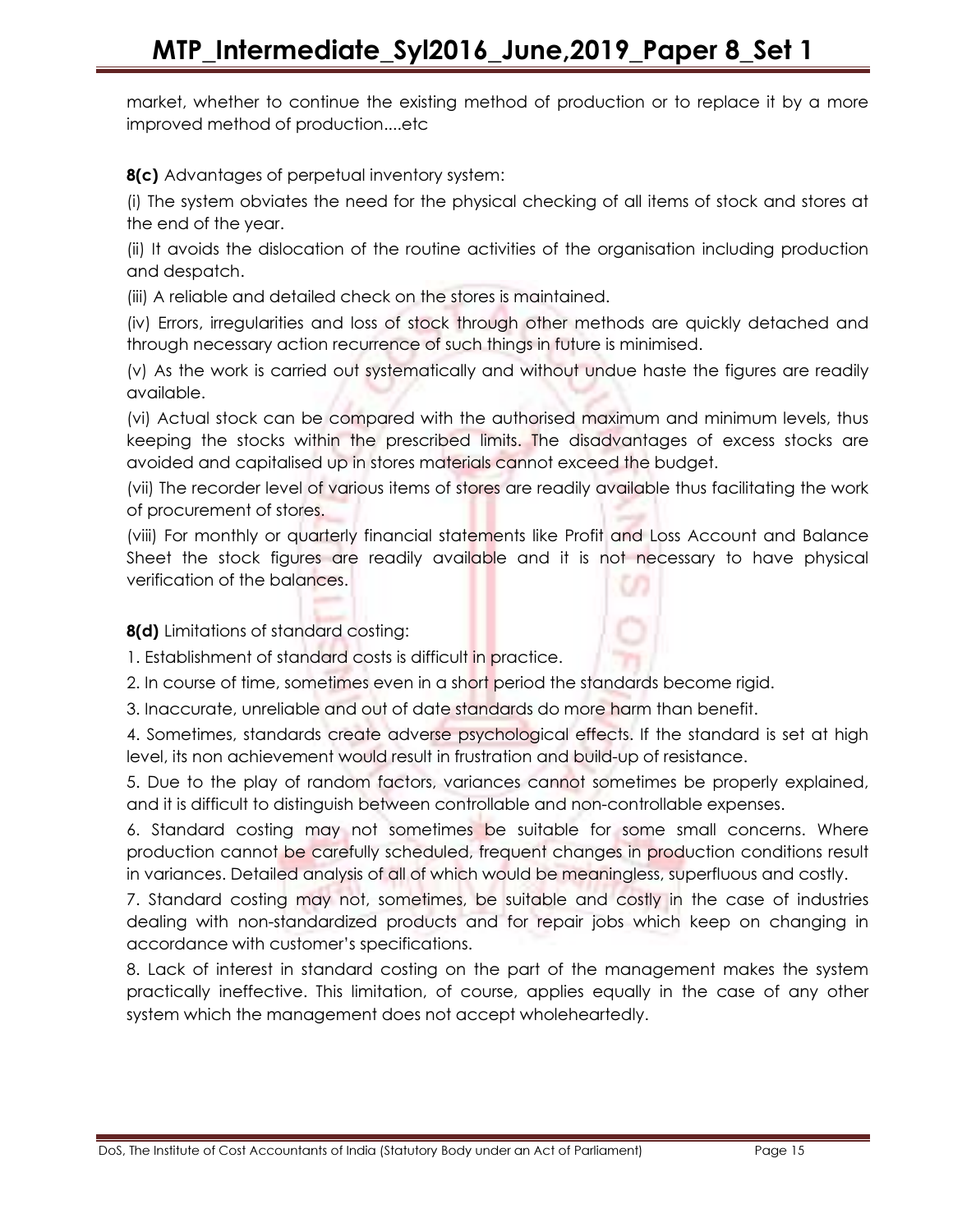market, whether to continue the existing method of production or to replace it by a more improved method of production....etc

**8(c)** Advantages of perpetual inventory system:

(i) The system obviates the need for the physical checking of all items of stock and stores at the end of the year.

(ii) It avoids the dislocation of the routine activities of the organisation including production and despatch.

(iii) A reliable and detailed check on the stores is maintained.

(iv) Errors, irregularities and loss of stock through other methods are quickly detached and through necessary action recurrence of such things in future is minimised.

(v) As the work is carried out systematically and without undue haste the figures are readily available.

(vi) Actual stock can be compared with the authorised maximum and minimum levels, thus keeping the stocks within the prescribed limits. The disadvantages of excess stocks are avoided and capitalised up in stores materials cannot exceed the budget.

(vii) The recorder level of various items of stores are readily available thus facilitating the work of procurement of stores.

(viii) For monthly or quarterly financial statements like Profit and Loss Account and Balance Sheet the stock figures are readily available and it is not necessary to have physical verification of the balances.

**8(d)** Limitations of standard costing:

1. Establishment of standard costs is difficult in practice.
2. In course of time, sometimes even in a short period the standards become rigid.
3. Inaccurate, unreliable and out of date standards do more harm than benefit.
4. Sometimes, standards create adverse psychological effects. If the standard is set at high level, its non achievement would result in frustration and build-up of resistance.
5. Due to the play of random factors, variances cannot sometimes be properly explained, and it is difficult to distinguish between controllable and non-controllable expenses.
6. Standard costing may not sometimes be suitable for some small concerns. Where production cannot be carefully scheduled, frequent changes in production conditions result in variances. Detailed analysis of all of which would be meaningless, superfluous and costly.
7. Standard costing may not, sometimes, be suitable and costly in the case of industries dealing with non-standardized products and for repair jobs which keep on changing in accordance with customer's specifications.
8. Lack of interest in standard costing on the part of the management makes the system practically ineffective. This limitation, of course, applies equally in the case of any other system which the management does not accept wholeheartedly.